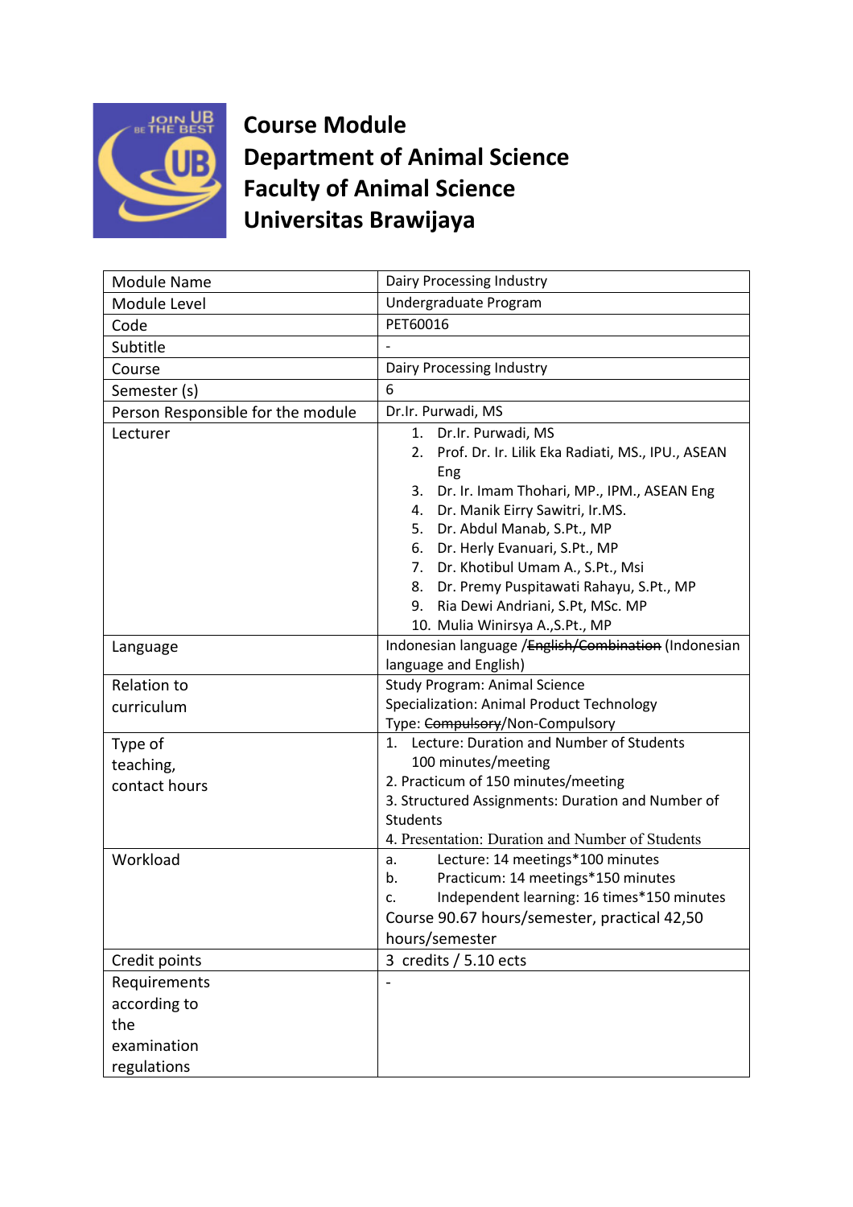# Course Module
# Department of Animal Science
# Faculty of Animal Science
# Universitas Brawijaya

| Module Name | Dairy Processing Industry |
|---|---|
| Module Level | Undergraduate Program |
| Code | PET60016 |
| Subtitle | - |
| Course | Dairy Processing Industry |
| Semester (s) | 6 |
| Person Responsible for the module | Dr.Ir. Purwadi, MS |
| Lecturer | 1. Dr.Ir. Purwadi, MS<br>2. Prof. Dr. Ir. Lilik Eka Radiati, MS., IPU., ASEAN Eng<br>3. Dr. Ir. Imam Thohari, MP., IPM., ASEAN Eng<br>4. Dr. Manik Eirry Sawitri, Ir.MS.<br>5. Dr. Abdul Manab, S.Pt., MP<br>6. Dr. Herly Evanuari, S.Pt., MP<br>7. Dr. Khotibul Umam A., S.Pt., Msi<br>8. Dr. Premy Puspitawati Rahayu, S.Pt., MP<br>9. Ria Dewi Andriani, S.Pt, MSc. MP<br>10. Mulia Winirsya A.,S.Pt., MP |
| Language | Indonesian language /~~English/Combination~~ (Indonesian language and English) |
| Relation to curriculum | Study Program: Animal Science<br>Specialization: Animal Product Technology<br>Type: ~~Compulsory~~/Non-Compulsory |
| Type of teaching, contact hours | 1. Lecture: Duration and Number of Students 100 minutes/meeting<br>2. Practicum of 150 minutes/meeting<br>3. Structured Assignments: Duration and Number of Students<br>4. Presentation: Duration and Number of Students |
| Workload | a. Lecture: 14 meetings*100 minutes<br>b. Practicum: 14 meetings*150 minutes<br>c. Independent learning: 16 times*150 minutes<br>Course 90.67 hours/semester, practical 42,50 hours/semester |
| Credit points | 3 credits / 5.10 ects |
| Requirements according to the examination regulations | - |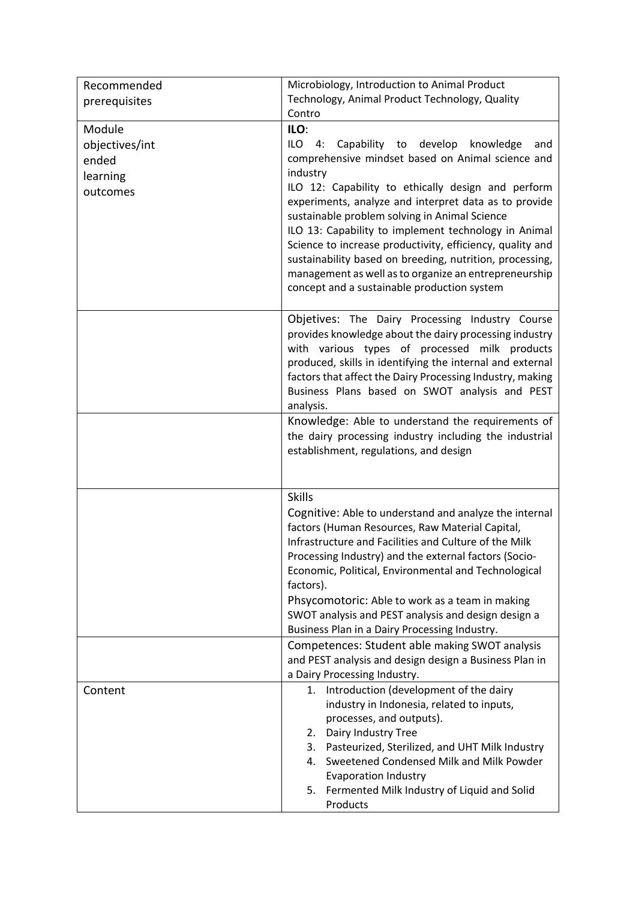| Recommended prerequisites | Microbiology, Introduction to Animal Product Technology, Animal Product Technology, Quality Contro |
|---|---|
| Module objectives/intended learning outcomes | **ILO**:<br>ILO 4: Capability to develop knowledge and comprehensive mindset based on Animal science and industry<br>ILO 12: Capability to ethically design and perform experiments, analyze and interpret data as to provide sustainable problem solving in Animal Science<br>ILO 13: Capability to implement technology in Animal Science to increase productivity, efficiency, quality and sustainability based on breeding, nutrition, processing, management as well as to organize an entrepreneurship concept and a sustainable production system |
| | Objetives: The Dairy Processing Industry Course provides knowledge about the dairy processing industry with various types of processed milk products produced, skills in identifying the internal and external factors that affect the Dairy Processing Industry, making Business Plans based on SWOT analysis and PEST analysis. |
| | Knowledge: Able to understand the requirements of the dairy processing industry including the industrial establishment, regulations, and design |
| | Skills<br>Cognitive: Able to understand and analyze the internal factors (Human Resources, Raw Material Capital, Infrastructure and Facilities and Culture of the Milk Processing Industry) and the external factors (Socio-Economic, Political, Environmental and Technological factors).<br>Phsycomotoric: Able to work as a team in making SWOT analysis and PEST analysis and design design a Business Plan in a Dairy Processing Industry. |
| | Competences: Student able making SWOT analysis and PEST analysis and design design a Business Plan in a Dairy Processing Industry. |
| Content | 1. Introduction (development of the dairy industry in Indonesia, related to inputs, processes, and outputs).<br>2. Dairy Industry Tree<br>3. Pasteurized, Sterilized, and UHT Milk Industry<br>4. Sweetened Condensed Milk and Milk Powder Evaporation Industry<br>5. Fermented Milk Industry of Liquid and Solid Products |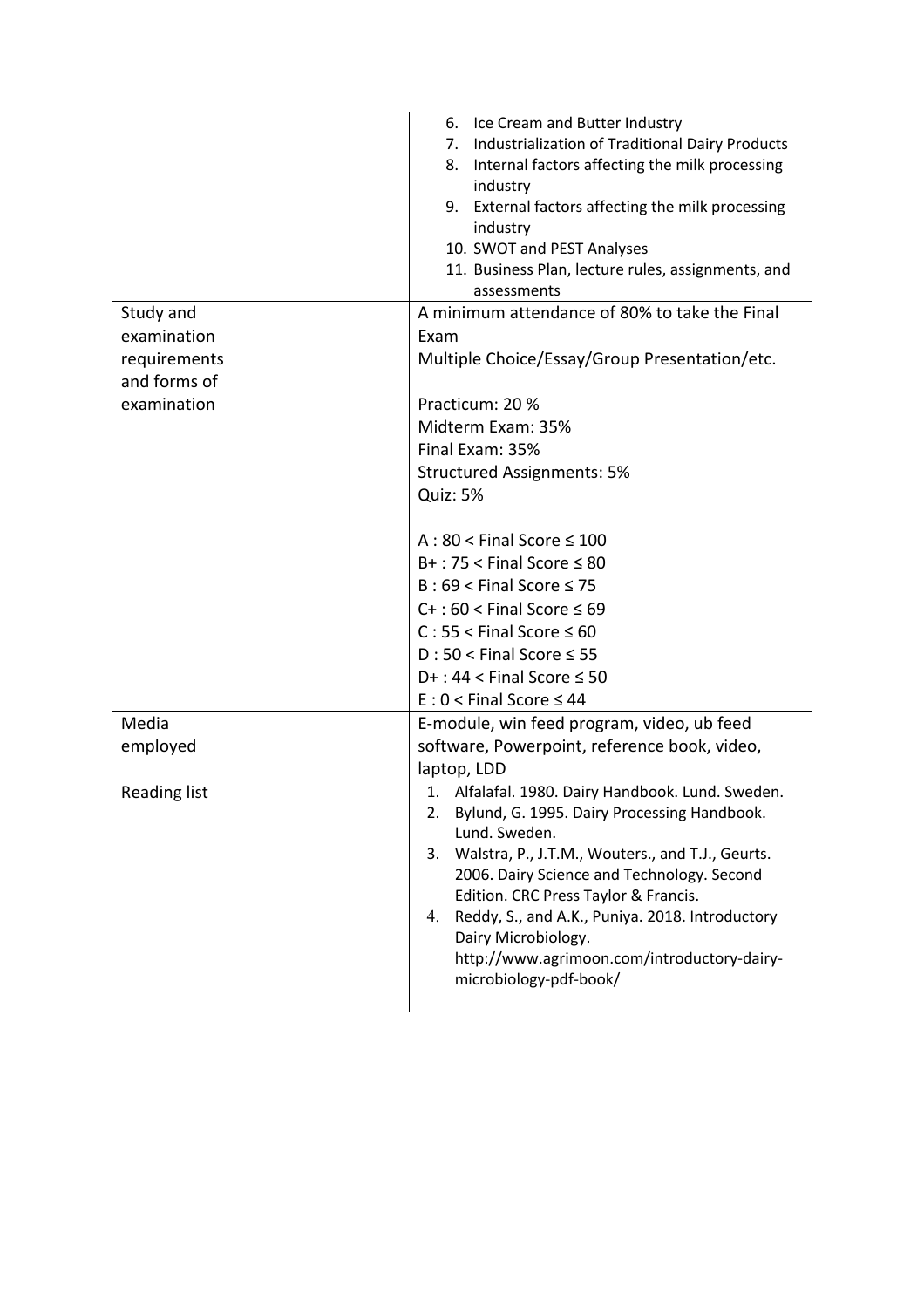| | |
|---|---|
| | 6. Ice Cream and Butter Industry<br>7. Industrialization of Traditional Dairy Products<br>8. Internal factors affecting the milk processing industry<br>9. External factors affecting the milk processing industry<br>10. SWOT and PEST Analyses<br>11. Business Plan, lecture rules, assignments, and assessments |
| Study and examination requirements and forms of examination | A minimum attendance of 80% to take the Final Exam<br>Multiple Choice/Essay/Group Presentation/etc.<br><br>Practicum: 20 %<br>Midterm Exam: 35%<br>Final Exam: 35%<br>Structured Assignments: 5%<br>Quiz: 5%<br><br>A : 80 < Final Score ≤ 100<br>B+ : 75 < Final Score ≤ 80<br>B : 69 < Final Score ≤ 75<br>C+ : 60 < Final Score ≤ 69<br>C : 55 < Final Score ≤ 60<br>D : 50 < Final Score ≤ 55<br>D+ : 44 < Final Score ≤ 50<br>E : 0 < Final Score ≤ 44 |
| Media employed | E-module, win feed program, video, ub feed software, Powerpoint, reference book, video, laptop, LDD |
| Reading list | 1. Alfalafal. 1980. Dairy Handbook. Lund. Sweden.<br>2. Bylund, G. 1995. Dairy Processing Handbook. Lund. Sweden.<br>3. Walstra, P., J.T.M., Wouters., and T.J., Geurts. 2006. Dairy Science and Technology. Second Edition. CRC Press Taylor & Francis.<br>4. Reddy, S., and A.K., Puniya. 2018. Introductory Dairy Microbiology. http://www.agrimoon.com/introductory-dairy-microbiology-pdf-book/ |